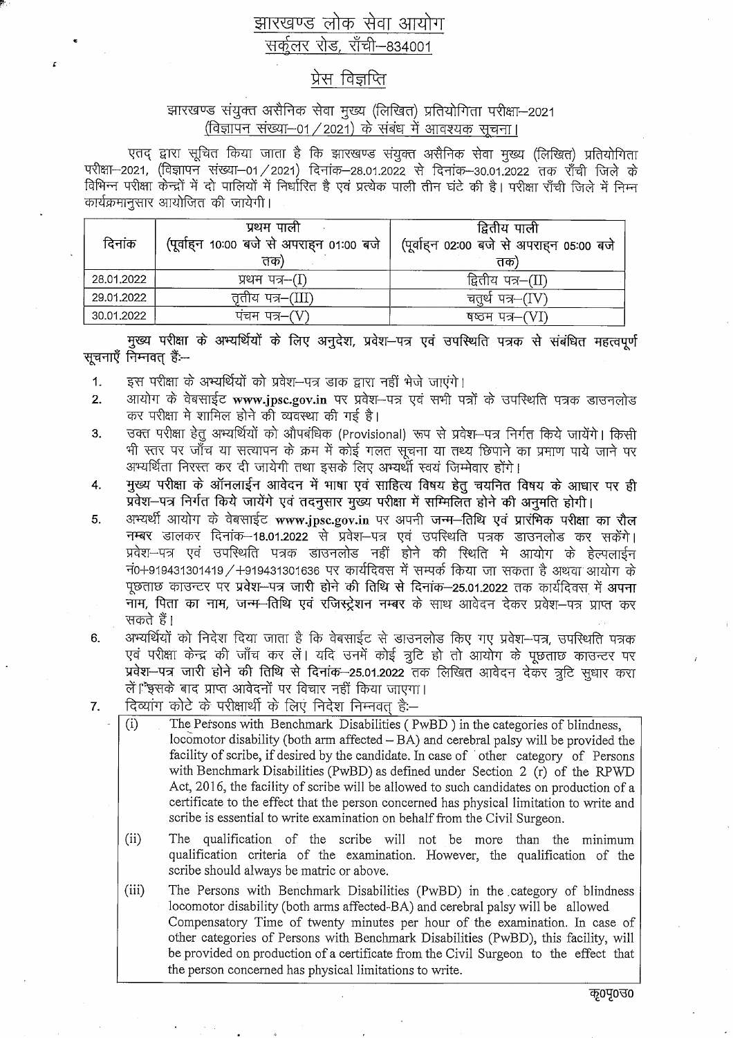# झारखण्ड लोक सेवा आयोग
## सर्कुलर रोड, राँची–834001

## प्रेस विज्ञप्ति

झारखण्ड संयुक्त असैनिक सेवा मुख्य (लिखित) प्रतियोगिता परीक्षा–2021 (विज्ञापन संख्या–01/2021) के संबंध में आवश्यक सूचना।

एतद् द्वारा सूचित किया जाता है कि झारखण्ड संयुक्त असैनिक सेवा मुख्य (लिखित) प्रतियोगिता परीक्षा–2021, (विज्ञापन संख्या–01/2021) दिनांक–28.01.2022 से दिनांक–30.01.2022 तक राँची जिले के विभिन्न परीक्षा केन्द्रों में दो पालियों में निर्धारित है एवं प्रत्येक पाली तीन घंटे की है। परीक्षा राँची जिले में निम्न कार्यक्रमानुसार आयोजित की जायेगी।

| दिनांक | प्रथम पाली (पूर्वाह्न 10:00 बजे से अपराह्न 01:00 बजे तक) | द्वितीय पाली (पूर्वाह्न 02:00 बजे से अपराह्न 05:00 बजे तक) |
|---|---|---|
| 28.01.2022 | प्रथम पत्र–(I) | द्वितीय पत्र–(II) |
| 29.01.2022 | तृतीय पत्र–(III) | चतुर्थ पत्र–(IV) |
| 30.01.2022 | पंचम पत्र–(V) | षष्ठम पत्र–(VI) |

मुख्य परीक्षा के अभ्यर्थियों के लिए अनुदेश, प्रवेश–पत्र एवं उपस्थिति पत्रक से संबंधित महत्वपूर्ण सूचनाएँ निम्नवत् हैं:–

1. इस परीक्षा के अभ्यर्थियों को प्रवेश–पत्र डाक द्वारा नहीं भेजे जाएंगे।
2. आयोग के वेबसाईट **www.jpsc.gov.in** पर प्रवेश–पत्र एवं सभी पत्रों के उपस्थिति पत्रक डाउनलोड कर परीक्षा मे शामिल होने की व्यवस्था की गई है।
3. उक्त परीक्षा हेतु अभ्यर्थियों को औपबंधिक (Provisional) रूप से प्रवेश–पत्र निर्गत किये जायेंगे। किसी भी स्तर पर जाँच या सत्यापन के क्रम में कोई गलत सूचना या तथ्य छिपाने का प्रमाण पाये जाने पर अभ्यर्थिता निरस्त कर दी जायेगी तथा इसके लिए अभ्यर्थी स्वयं जिम्मेवार होंगे।
4. **मुख्य परीक्षा के ऑनलाईन आवेदन में भाषा एवं साहित्य विषय हेतु चयनित विषय के आधार पर ही प्रवेश–पत्र निर्गत किये जायेंगे एवं तदनुसार मुख्य परीक्षा में सम्मिलित होने की अनुमति होगी।**
5. अभ्यर्थी आयोग के वेबसाईट **www.jpsc.gov.in** पर अपनी **जन्म–तिथि एवं प्रारंभिक परीक्षा का रौल नम्बर** डालकर **दिनांक–18.01.2022** से प्रवेश–पत्र एवं उपस्थिति पत्रक डाउनलोड कर सकेंगे। प्रवेश–पत्र एवं उपस्थिति पत्रक डाउनलोड नहीं होने की स्थिति मे आयोग के हेल्पलाईन नं0+919431301419/+919431301636 पर कार्यदिवस में सम्पर्क किया जा सकता है अथवा आयोग के पूछताछ काउन्टर पर **प्रवेश–पत्र जारी होने की तिथि से दिनांक–25.01.2022** तक कार्यदिवस में **अपना नाम, पिता का नाम, जन्म–तिथि एवं रजिस्ट्रेशन नम्बर** के साथ आवेदन देकर प्रवेश–पत्र प्राप्त कर सकते हैं।
6. अभ्यर्थियों को निदेश दिया जाता है कि वेबसाईट से डाउनलोड किए गए प्रवेश–पत्र, उपस्थिति पत्रक एवं परीक्षा केन्द्र की जाँच कर लें। यदि उनमें कोई त्रुटि हो तो आयोग के पूछताछ काउन्टर पर **प्रवेश–पत्र जारी होने की तिथि से** दिनांक–25.01.2022 तक लिखित आवेदन देकर त्रुटि सुधार करा लें। इसके बाद प्राप्त आवेदनों पर विचार नहीं किया जाएगा।
7. दिव्यांग कोटे के परीक्षार्थी के लिए निदेश निम्नवत् है:–
   - (i) The Persons with Benchmark Disabilities ( PwBD ) in the categories of blindness, locomotor disability (both arm affected – BA) and cerebral palsy will be provided the facility of scribe, if desired by the candidate. In case of other category of Persons with Benchmark Disabilities (PwBD) as defined under Section 2 (r) of the RPWD Act, 2016, the facility of scribe will be allowed to such candidates on production of a certificate to the effect that the person concerned has physical limitation to write and scribe is essential to write examination on behalf from the Civil Surgeon.
   - (ii) The qualification of the scribe will not be more than the minimum qualification criteria of the examination. However, the qualification of the scribe should always be matric or above.
   - (iii) The Persons with Benchmark Disabilities (PwBD) in the category of blindness locomotor disability (both arms affected-BA) and cerebral palsy will be allowed Compensatory Time of twenty minutes per hour of the examination. In case of other categories of Persons with Benchmark Disabilities (PwBD), this facility, will be provided on production of a certificate from the Civil Surgeon to the effect that the person concerned has physical limitations to write.

कृ0पृ0उ0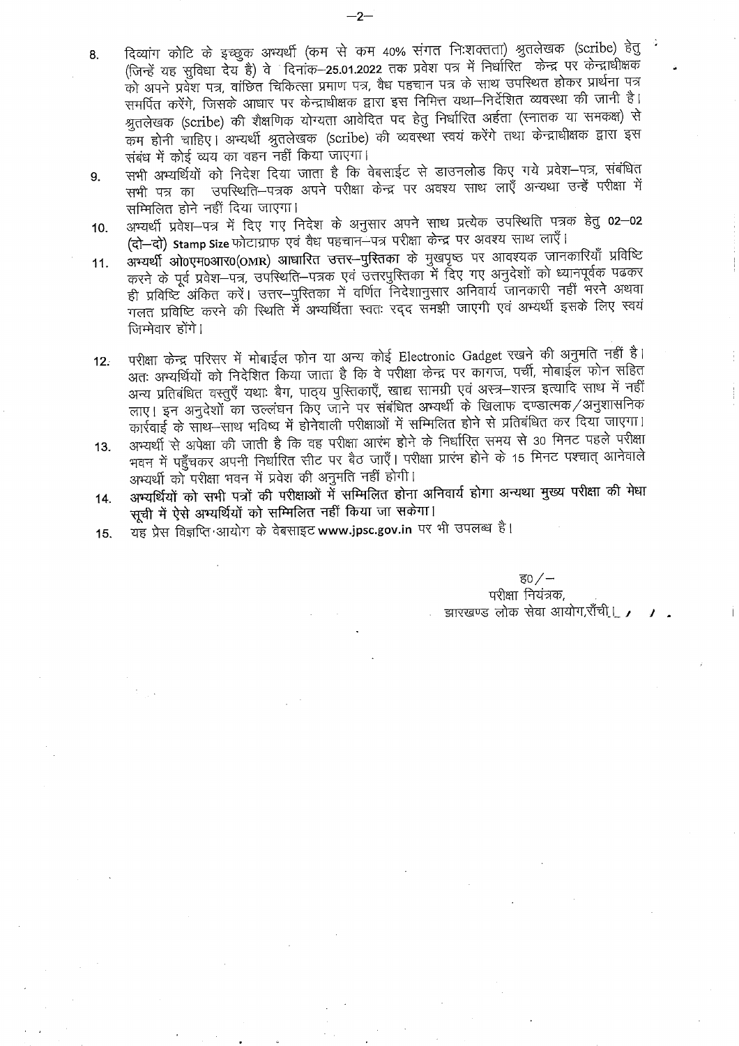8. दिव्यांग कोटि के इच्छुक अभ्यर्थी (कम से कम 40% संगत निःशक्तता) श्रुतलेखक (scribe) हेतु (जिन्हें यह सुविधा देय है) वे दिनांक–**25.01.2022** तक प्रवेश पत्र में निर्धारित केन्द्र पर केन्द्राधीक्षक को अपने प्रवेश पत्र, वांछित चिकित्सा प्रमाण पत्र, वैध पहचान पत्र के साथ उपस्थित होकर प्रार्थना पत्र समर्पित करेंगे, जिसके आधार पर केन्द्राधीक्षक द्वारा इस निमित्त यथा–निर्देशित व्यवस्था की जानी है। श्रुतलेखक (scribe) की शैक्षणिक योग्यता आवेदित पद हेतु निर्धारित अर्हता (स्नातक या समकक्ष) से कम होनी चाहिए। अभ्यर्थी श्रुतलेखक (scribe) की व्यवस्था स्वयं करेंगे तथा केन्द्राधीक्षक द्वारा इस संबंध में कोई व्यय का वहन नहीं किया जाएगा।
9. सभी अभ्यर्थियों को निदेश दिया जाता है कि वेबसाईट से डाउनलोड किए गये प्रवेश–पत्र, संबंधित सभी पत्र का उपस्थिति–पत्रक अपने परीक्षा केन्द्र पर अवश्य साथ लाएँ अन्यथा उन्हें परीक्षा में सम्मिलित होने नहीं दिया जाएगा।
10. अभ्यर्थी प्रवेश–पत्र में दिए गए निदेश के अनुसार अपने साथ प्रत्येक उपस्थिति पत्रक हेतु **02–02 (दो–दो) Stamp Size** फोटोग्राफ एवं वैध पहचान–पत्र परीक्षा केन्द्र पर अवश्य साथ लाएँ।
11. **अभ्यर्थी ओ0एम0आर0(OMR) आधारित उत्तर–पुस्तिका** के मुखपृष्ठ पर आवश्यक जानकारियाँ प्रविष्टि करने के पूर्व प्रवेश–पत्र, उपस्थिति–पत्रक एवं उत्तरपुस्तिका में दिए गए अनुदेशों को ध्यानपूर्वक पढकर ही प्रविष्टि अंकित करें। उत्तर–पुस्तिका में वर्णित निदेशानुसार अनिवार्य जानकारी नहीं भरने अथवा गलत प्रविष्टि करने की स्थिति में अभ्यर्थिता स्वतः रद्द समझी जाएगी एवं अभ्यर्थी इसके लिए स्वयं जिम्मेवार होंगे।
12. परीक्षा केन्द्र परिसर में मोबाईल फोन या अन्य कोई Electronic Gadget रखने की अनुमति नहीं है। अतः अभ्यर्थियों को निदेशित किया जाता है कि वे परीक्षा केन्द्र पर कागज, पर्ची, मोबाईल फोन सहित अन्य प्रतिबंधित वस्तुएँ यथाः बैग, पाठ्य पुस्तिकाएँ, खाद्य सामग्री एवं अस्त्र–शस्त्र इत्यादि साथ में नहीं लाए। इन अनुदेशों का उल्लंघन किए जाने पर संबंधित अभ्यर्थी के खिलाफ दण्डात्मक/अनुशासनिक कार्रवाई के साथ–साथ भविष्य में होनेवाली परीक्षाओं में सम्मिलित होने से प्रतिबंधित कर दिया जाएगा।
13. अभ्यर्थी से अपेक्षा की जाती है कि वह परीक्षा आरंभ होने के निर्धारित समय से 30 मिनट पहले परीक्षा भवन में पहुँचकर अपनी निर्धारित सीट पर बैठ जाएँ। परीक्षा प्रारंभ होने के 15 मिनट पश्चात् आनेवाले अभ्यर्थी को परीक्षा भवन में प्रवेश की अनुमति नहीं होगी।
14. **अभ्यर्थियों को सभी पत्रों की परीक्षाओं में सम्मिलित होना अनिवार्य होगा अन्यथा मुख्य परीक्षा की मेधा सूची में ऐसे अभ्यर्थियों को सम्मिलित नहीं किया जा सकेगा।**
15. यह प्रेस विज्ञप्ति आयोग के वेबसाइट **www.jpsc.gov.in** पर भी उपलब्ध है।

ह0/–
परीक्षा नियंत्रक,
झारखण्ड लोक सेवा आयोग,राँची।